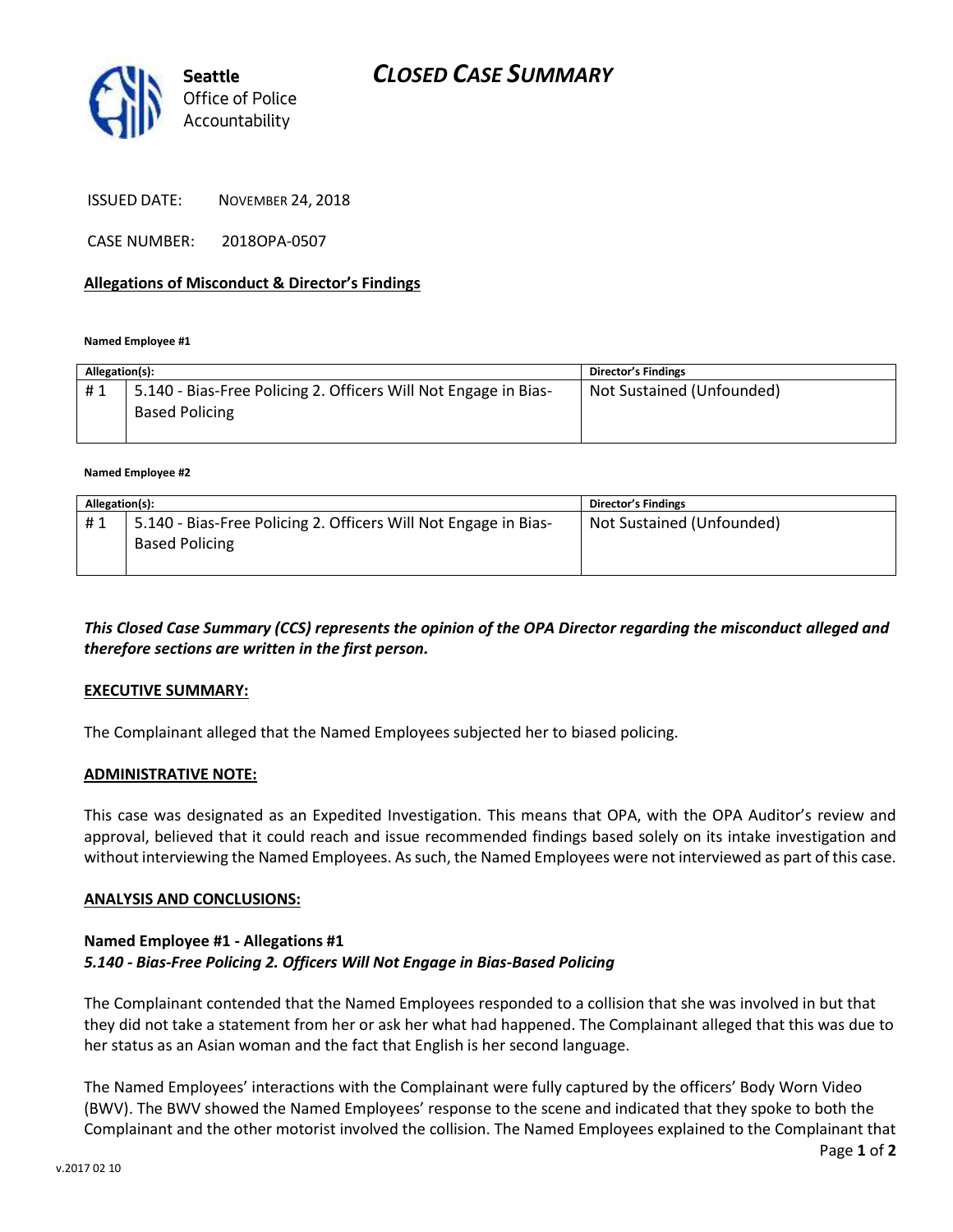Seattle
Office of Police
Accountability

# CLOSED CASE SUMMARY

ISSUED DATE: NOVEMBER 24, 2018

CASE NUMBER: 2018OPA-0507

## Allegations of Misconduct & Director's Findings

**Named Employee #1**

| Allegation(s): | | Director's Findings |
|---|---|---|
| # 1 | 5.140 - Bias-Free Policing 2. Officers Will Not Engage in Bias-Based Policing | Not Sustained (Unfounded) |

**Named Employee #2**

| Allegation(s): | | Director's Findings |
|---|---|---|
| # 1 | 5.140 - Bias-Free Policing 2. Officers Will Not Engage in Bias-Based Policing | Not Sustained (Unfounded) |

***This Closed Case Summary (CCS) represents the opinion of the OPA Director regarding the misconduct alleged and therefore sections are written in the first person.***

**EXECUTIVE SUMMARY:**

The Complainant alleged that the Named Employees subjected her to biased policing.

**ADMINISTRATIVE NOTE:**

This case was designated as an Expedited Investigation. This means that OPA, with the OPA Auditor's review and approval, believed that it could reach and issue recommended findings based solely on its intake investigation and without interviewing the Named Employees. As such, the Named Employees were not interviewed as part of this case.

**ANALYSIS AND CONCLUSIONS:**

**Named Employee #1 - Allegations #1**
***5.140 - Bias-Free Policing 2. Officers Will Not Engage in Bias-Based Policing***

The Complainant contended that the Named Employees responded to a collision that she was involved in but that they did not take a statement from her or ask her what had happened. The Complainant alleged that this was due to her status as an Asian woman and the fact that English is her second language.

The Named Employees' interactions with the Complainant were fully captured by the officers' Body Worn Video (BWV). The BWV showed the Named Employees' response to the scene and indicated that they spoke to both the Complainant and the other motorist involved the collision. The Named Employees explained to the Complainant that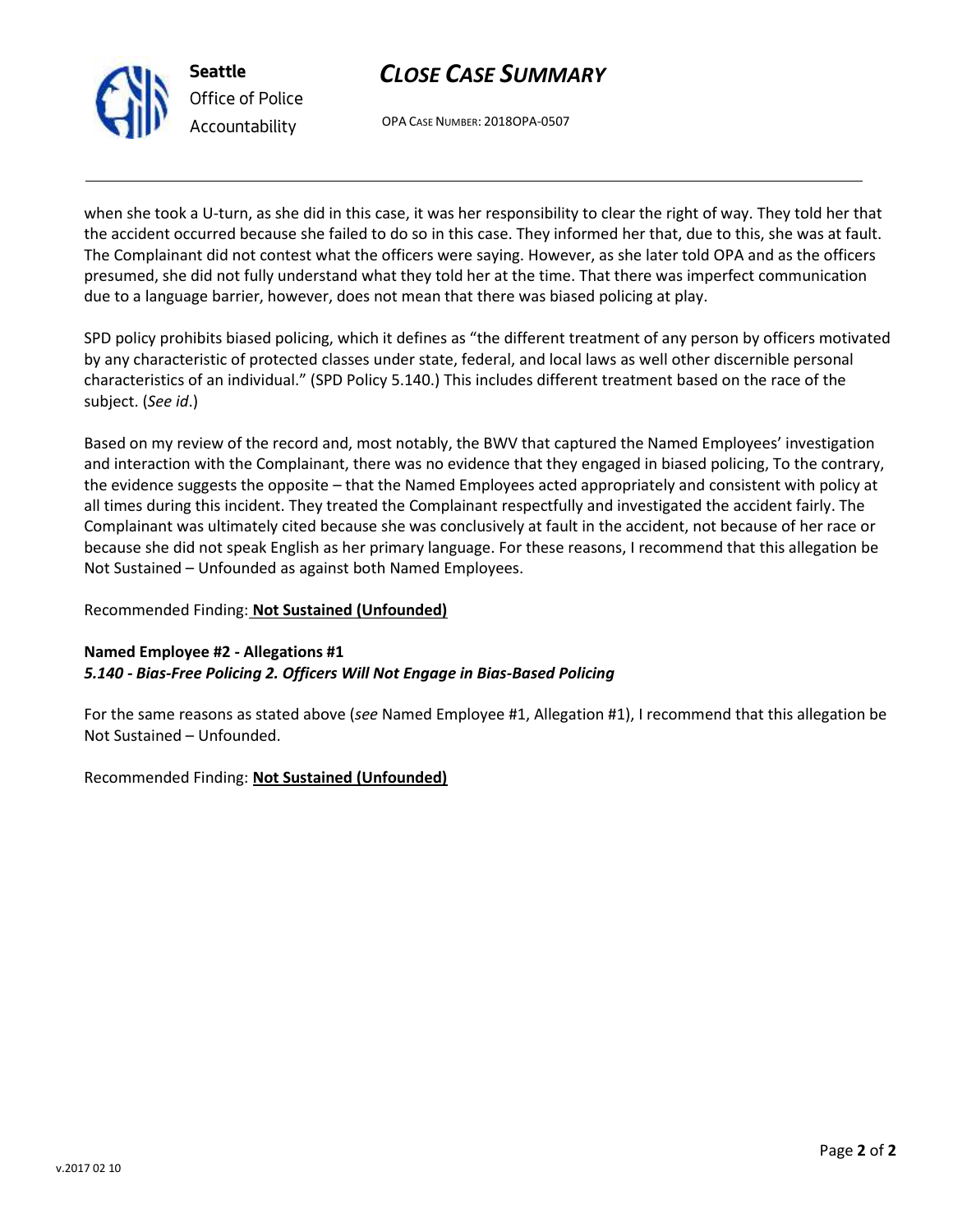when she took a U-turn, as she did in this case, it was her responsibility to clear the right of way. They told her that the accident occurred because she failed to do so in this case. They informed her that, due to this, she was at fault. The Complainant did not contest what the officers were saying. However, as she later told OPA and as the officers presumed, she did not fully understand what they told her at the time. That there was imperfect communication due to a language barrier, however, does not mean that there was biased policing at play.

SPD policy prohibits biased policing, which it defines as "the different treatment of any person by officers motivated by any characteristic of protected classes under state, federal, and local laws as well other discernible personal characteristics of an individual." (SPD Policy 5.140.) This includes different treatment based on the race of the subject. (*See id*.)

Based on my review of the record and, most notably, the BWV that captured the Named Employees' investigation and interaction with the Complainant, there was no evidence that they engaged in biased policing, To the contrary, the evidence suggests the opposite – that the Named Employees acted appropriately and consistent with policy at all times during this incident. They treated the Complainant respectfully and investigated the accident fairly. The Complainant was ultimately cited because she was conclusively at fault in the accident, not because of her race or because she did not speak English as her primary language. For these reasons, I recommend that this allegation be Not Sustained – Unfounded as against both Named Employees.

Recommended Finding: **Not Sustained (Unfounded)**

**Named Employee #2 - Allegations #1**
***5.140 - Bias-Free Policing 2. Officers Will Not Engage in Bias-Based Policing***

For the same reasons as stated above (*see* Named Employee #1, Allegation #1), I recommend that this allegation be Not Sustained – Unfounded.

Recommended Finding: **Not Sustained (Unfounded)**